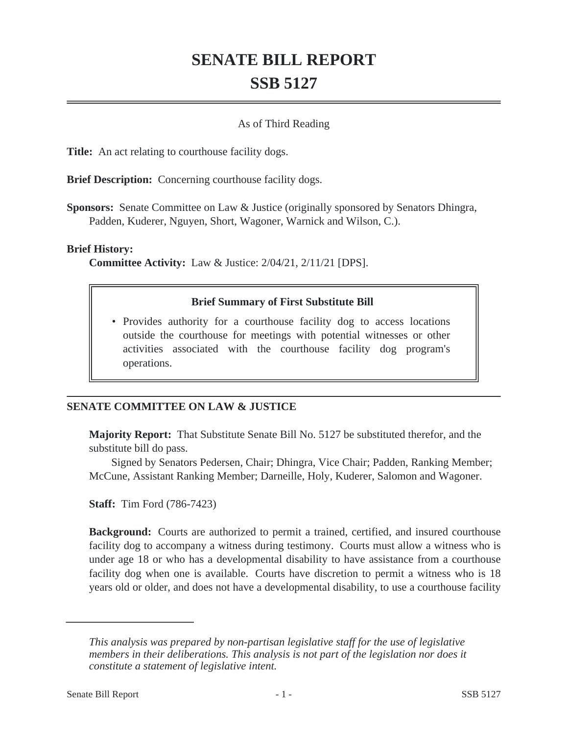# SENATE BILL REPORT
# SSB 5127

As of Third Reading

**Title:** An act relating to courthouse facility dogs.

**Brief Description:** Concerning courthouse facility dogs.

**Sponsors:** Senate Committee on Law & Justice (originally sponsored by Senators Dhingra, Padden, Kuderer, Nguyen, Short, Wagoner, Warnick and Wilson, C.).

**Brief History:**
**Committee Activity:** Law & Justice: 2/04/21, 2/11/21 [DPS].

**Brief Summary of First Substitute Bill**

- Provides authority for a courthouse facility dog to access locations outside the courthouse for meetings with potential witnesses or other activities associated with the courthouse facility dog program's operations.

## SENATE COMMITTEE ON LAW & JUSTICE

**Majority Report:** That Substitute Senate Bill No. 5127 be substituted therefor, and the substitute bill do pass.
Signed by Senators Pedersen, Chair; Dhingra, Vice Chair; Padden, Ranking Member; McCune, Assistant Ranking Member; Darneille, Holy, Kuderer, Salomon and Wagoner.

**Staff:** Tim Ford (786-7423)

**Background:** Courts are authorized to permit a trained, certified, and insured courthouse facility dog to accompany a witness during testimony. Courts must allow a witness who is under age 18 or who has a developmental disability to have assistance from a courthouse facility dog when one is available. Courts have discretion to permit a witness who is 18 years old or older, and does not have a developmental disability, to use a courthouse facility

---

*This analysis was prepared by non-partisan legislative staff for the use of legislative members in their deliberations. This analysis is not part of the legislation nor does it constitute a statement of legislative intent.*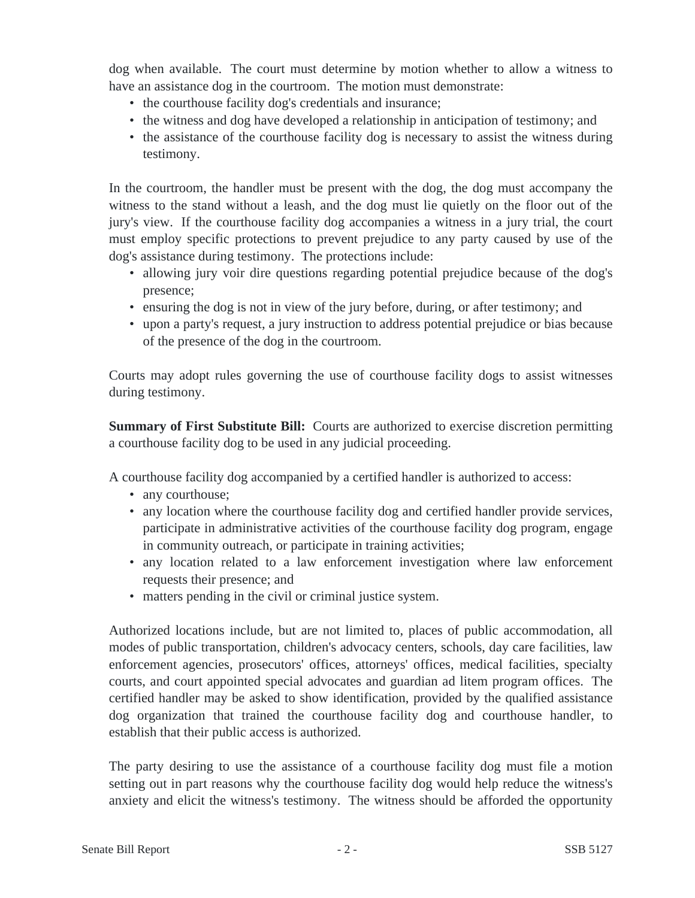dog when available. The court must determine by motion whether to allow a witness to have an assistance dog in the courtroom. The motion must demonstrate:

- the courthouse facility dog's credentials and insurance;
- the witness and dog have developed a relationship in anticipation of testimony; and
- the assistance of the courthouse facility dog is necessary to assist the witness during testimony.

In the courtroom, the handler must be present with the dog, the dog must accompany the witness to the stand without a leash, and the dog must lie quietly on the floor out of the jury's view. If the courthouse facility dog accompanies a witness in a jury trial, the court must employ specific protections to prevent prejudice to any party caused by use of the dog's assistance during testimony. The protections include:

- allowing jury voir dire questions regarding potential prejudice because of the dog's presence;
- ensuring the dog is not in view of the jury before, during, or after testimony; and
- upon a party's request, a jury instruction to address potential prejudice or bias because of the presence of the dog in the courtroom.

Courts may adopt rules governing the use of courthouse facility dogs to assist witnesses during testimony.

**Summary of First Substitute Bill:** Courts are authorized to exercise discretion permitting a courthouse facility dog to be used in any judicial proceeding.

A courthouse facility dog accompanied by a certified handler is authorized to access:

- any courthouse;
- any location where the courthouse facility dog and certified handler provide services, participate in administrative activities of the courthouse facility dog program, engage in community outreach, or participate in training activities;
- any location related to a law enforcement investigation where law enforcement requests their presence; and
- matters pending in the civil or criminal justice system.

Authorized locations include, but are not limited to, places of public accommodation, all modes of public transportation, children's advocacy centers, schools, day care facilities, law enforcement agencies, prosecutors' offices, attorneys' offices, medical facilities, specialty courts, and court appointed special advocates and guardian ad litem program offices. The certified handler may be asked to show identification, provided by the qualified assistance dog organization that trained the courthouse facility dog and courthouse handler, to establish that their public access is authorized.

The party desiring to use the assistance of a courthouse facility dog must file a motion setting out in part reasons why the courthouse facility dog would help reduce the witness's anxiety and elicit the witness's testimony. The witness should be afforded the opportunity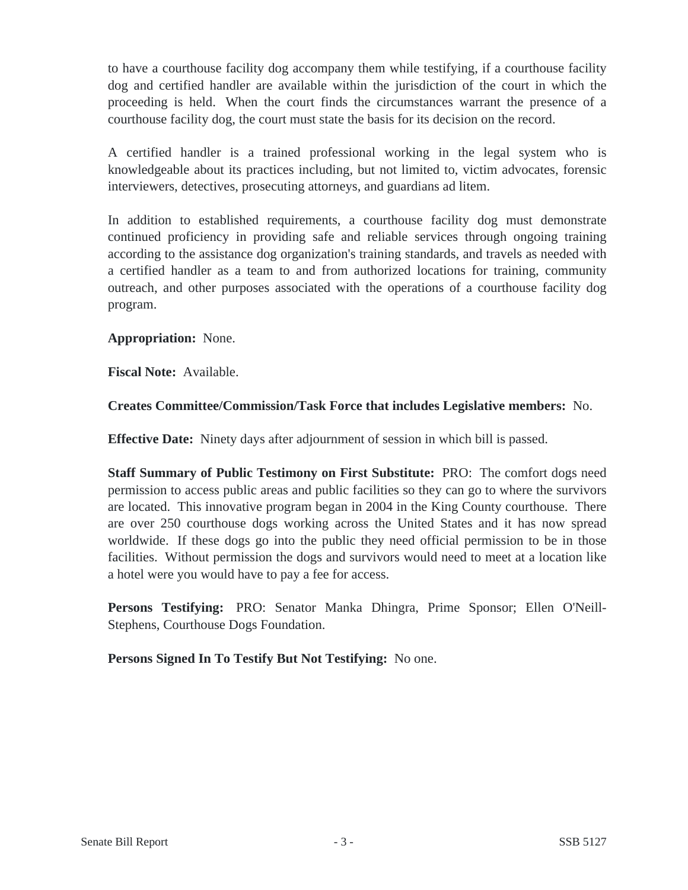to have a courthouse facility dog accompany them while testifying, if a courthouse facility dog and certified handler are available within the jurisdiction of the court in which the proceeding is held. When the court finds the circumstances warrant the presence of a courthouse facility dog, the court must state the basis for its decision on the record.

A certified handler is a trained professional working in the legal system who is knowledgeable about its practices including, but not limited to, victim advocates, forensic interviewers, detectives, prosecuting attorneys, and guardians ad litem.

In addition to established requirements, a courthouse facility dog must demonstrate continued proficiency in providing safe and reliable services through ongoing training according to the assistance dog organization's training standards, and travels as needed with a certified handler as a team to and from authorized locations for training, community outreach, and other purposes associated with the operations of a courthouse facility dog program.

**Appropriation:** None.

**Fiscal Note:** Available.

**Creates Committee/Commission/Task Force that includes Legislative members:** No.

**Effective Date:** Ninety days after adjournment of session in which bill is passed.

**Staff Summary of Public Testimony on First Substitute:** PRO: The comfort dogs need permission to access public areas and public facilities so they can go to where the survivors are located. This innovative program began in 2004 in the King County courthouse. There are over 250 courthouse dogs working across the United States and it has now spread worldwide. If these dogs go into the public they need official permission to be in those facilities. Without permission the dogs and survivors would need to meet at a location like a hotel were you would have to pay a fee for access.

**Persons Testifying:** PRO: Senator Manka Dhingra, Prime Sponsor; Ellen O'Neill-Stephens, Courthouse Dogs Foundation.

**Persons Signed In To Testify But Not Testifying:** No one.